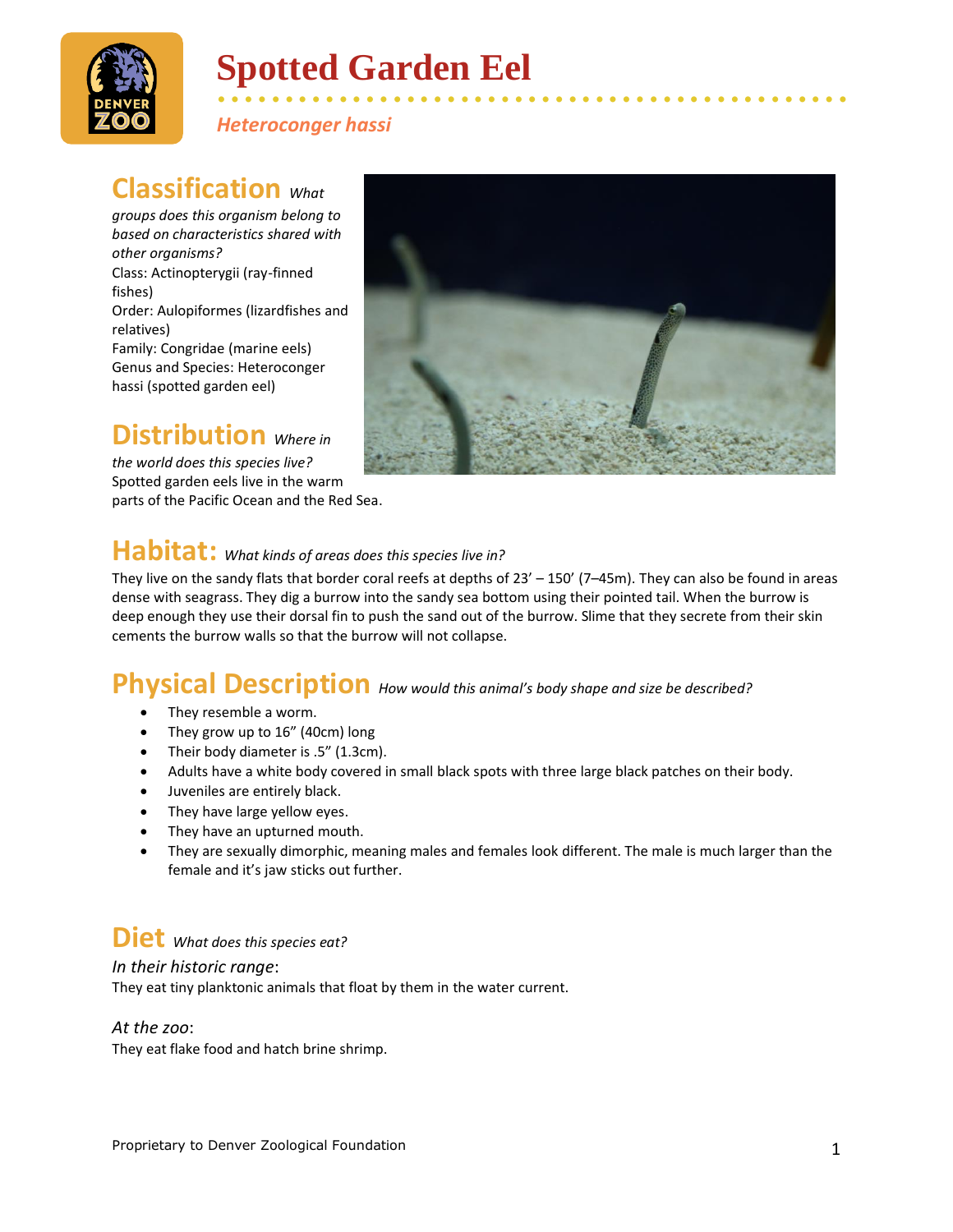# Spotted Garden Eel

*Heteroconger hassi*

## Classification *What groups does this organism belong to based on characteristics shared with other organisms?*

Class: Actinopterygii (ray-finned fishes)
Order: Aulopiformes (lizardfishes and relatives)
Family: Congridae (marine eels)
Genus and Species: Heteroconger hassi (spotted garden eel)

## Distribution *Where in the world does this species live?*

Spotted garden eels live in the warm parts of the Pacific Ocean and the Red Sea.

## Habitat: *What kinds of areas does this species live in?*

They live on the sandy flats that border coral reefs at depths of 23' – 150' (7–45m). They can also be found in areas dense with seagrass. They dig a burrow into the sandy sea bottom using their pointed tail. When the burrow is deep enough they use their dorsal fin to push the sand out of the burrow. Slime that they secrete from their skin cements the burrow walls so that the burrow will not collapse.

## Physical Description *How would this animal's body shape and size be described?*

- They resemble a worm.
- They grow up to 16" (40cm) long
- Their body diameter is .5" (1.3cm).
- Adults have a white body covered in small black spots with three large black patches on their body.
- Juveniles are entirely black.
- They have large yellow eyes.
- They have an upturned mouth.
- They are sexually dimorphic, meaning males and females look different. The male is much larger than the female and it's jaw sticks out further.

## Diet *What does this species eat?*

*In their historic range*:
They eat tiny planktonic animals that float by them in the water current.

*At the zoo*:
They eat flake food and hatch brine shrimp.

Proprietary to Denver Zoological Foundation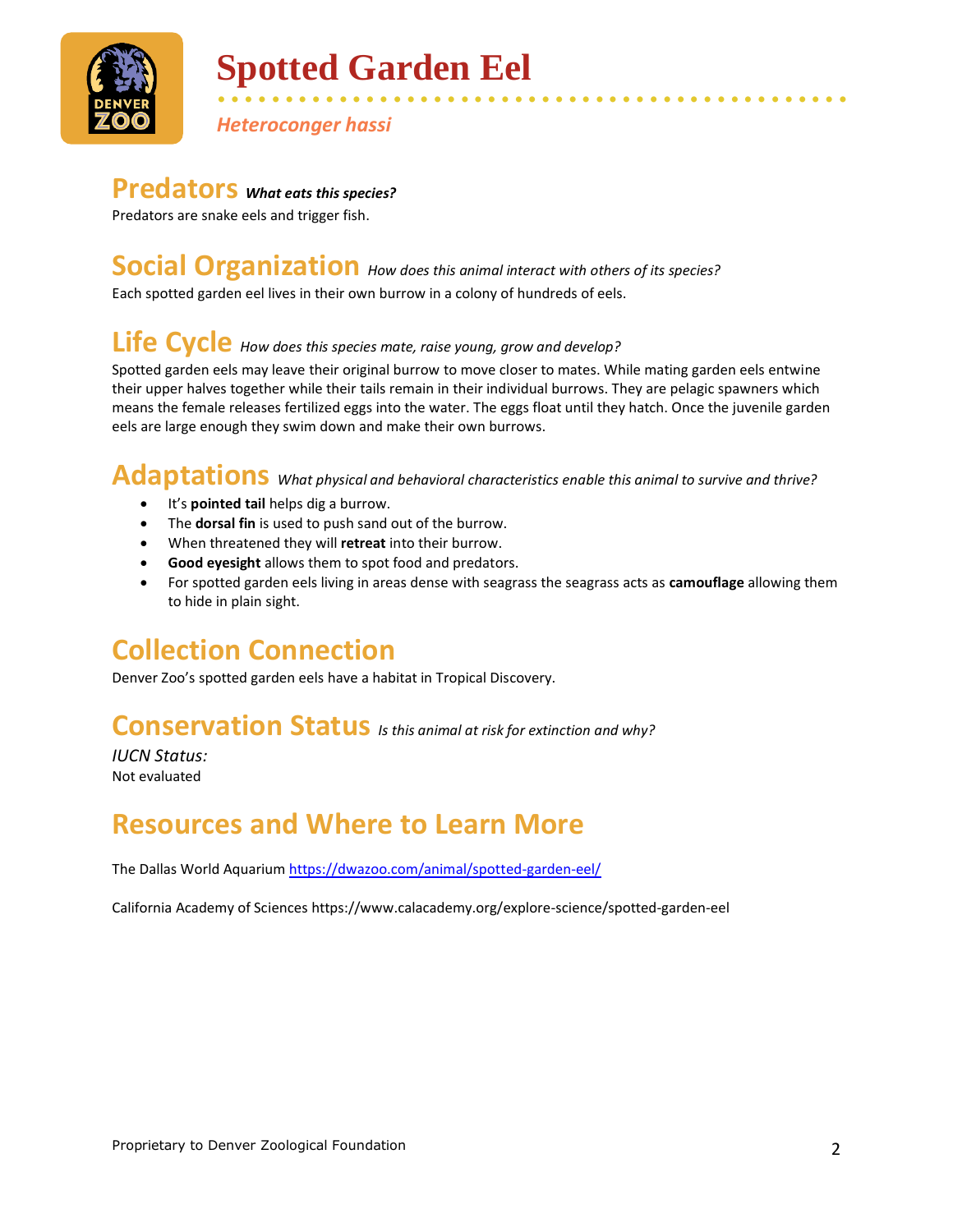# Spotted Garden Eel

*Heteroconger hassi*

## Predators *What eats this species?*

Predators are snake eels and trigger fish.

## Social Organization *How does this animal interact with others of its species?*

Each spotted garden eel lives in their own burrow in a colony of hundreds of eels.

## Life Cycle *How does this species mate, raise young, grow and develop?*

Spotted garden eels may leave their original burrow to move closer to mates. While mating garden eels entwine their upper halves together while their tails remain in their individual burrows. They are pelagic spawners which means the female releases fertilized eggs into the water. The eggs float until they hatch. Once the juvenile garden eels are large enough they swim down and make their own burrows.

## Adaptations *What physical and behavioral characteristics enable this animal to survive and thrive?*

- It's **pointed tail** helps dig a burrow.
- The **dorsal fin** is used to push sand out of the burrow.
- When threatened they will **retreat** into their burrow.
- **Good eyesight** allows them to spot food and predators.
- For spotted garden eels living in areas dense with seagrass the seagrass acts as **camouflage** allowing them to hide in plain sight.

## Collection Connection

Denver Zoo's spotted garden eels have a habitat in Tropical Discovery.

## Conservation Status *Is this animal at risk for extinction and why?*

*IUCN Status:*
Not evaluated

## Resources and Where to Learn More

The Dallas World Aquarium https://dwazoo.com/animal/spotted-garden-eel/

California Academy of Sciences https://www.calacademy.org/explore-science/spotted-garden-eel

Proprietary to Denver Zoological Foundation